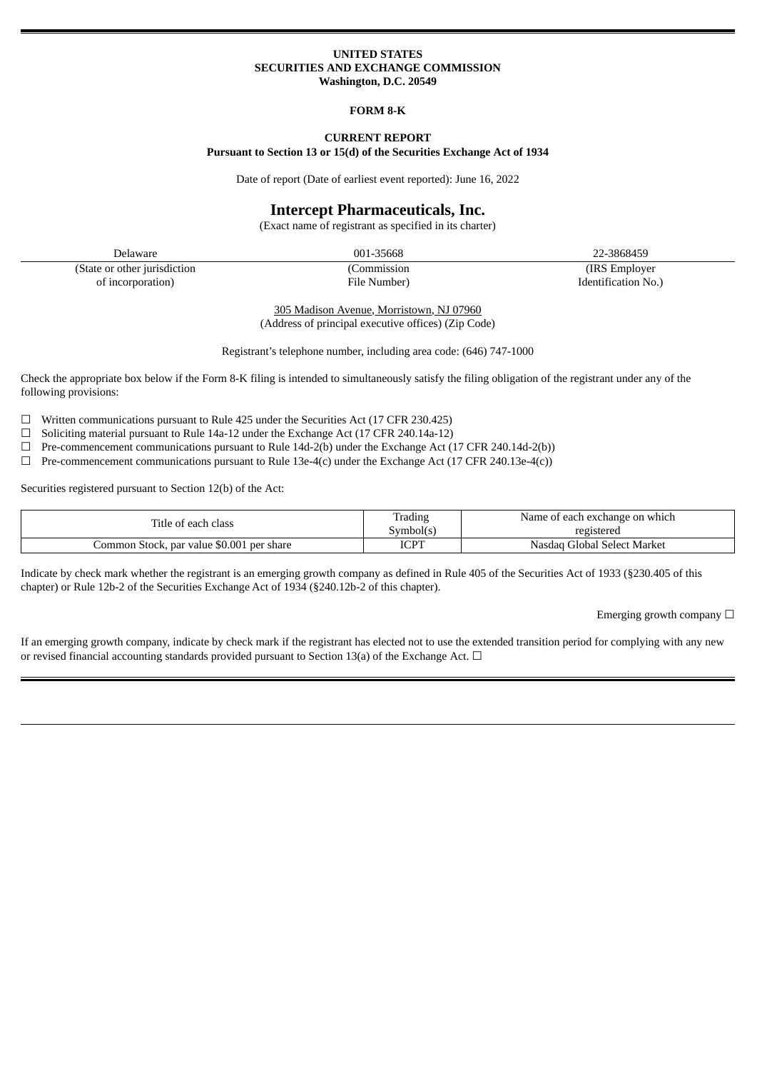**UNITED STATES**
**SECURITIES AND EXCHANGE COMMISSION**
**Washington, D.C. 20549**

**FORM 8-K**

**CURRENT REPORT**
**Pursuant to Section 13 or 15(d) of the Securities Exchange Act of 1934**

Date of report (Date of earliest event reported): June 16, 2022

# Intercept Pharmaceuticals, Inc.

(Exact name of registrant as specified in its charter)

| Delaware | 001-35668 | 22-3868459 |
|---|---|---|
| (State or other jurisdiction of incorporation) | (Commission File Number) | (IRS Employer Identification No.) |

305 Madison Avenue, Morristown, NJ 07960
(Address of principal executive offices) (Zip Code)

Registrant's telephone number, including area code: (646) 747-1000

Check the appropriate box below if the Form 8-K filing is intended to simultaneously satisfy the filing obligation of the registrant under any of the following provisions:

☐ Written communications pursuant to Rule 425 under the Securities Act (17 CFR 230.425)
☐ Soliciting material pursuant to Rule 14a-12 under the Exchange Act (17 CFR 240.14a-12)
☐ Pre-commencement communications pursuant to Rule 14d-2(b) under the Exchange Act (17 CFR 240.14d-2(b))
☐ Pre-commencement communications pursuant to Rule 13e-4(c) under the Exchange Act (17 CFR 240.13e-4(c))

Securities registered pursuant to Section 12(b) of the Act:

| Title of each class | Trading Symbol(s) | Name of each exchange on which registered |
|---|---|---|
| Common Stock, par value $0.001 per share | ICPT | Nasdaq Global Select Market |

Indicate by check mark whether the registrant is an emerging growth company as defined in Rule 405 of the Securities Act of 1933 (§230.405 of this chapter) or Rule 12b-2 of the Securities Exchange Act of 1934 (§240.12b-2 of this chapter).

Emerging growth company ☐

If an emerging growth company, indicate by check mark if the registrant has elected not to use the extended transition period for complying with any new or revised financial accounting standards provided pursuant to Section 13(a) of the Exchange Act. ☐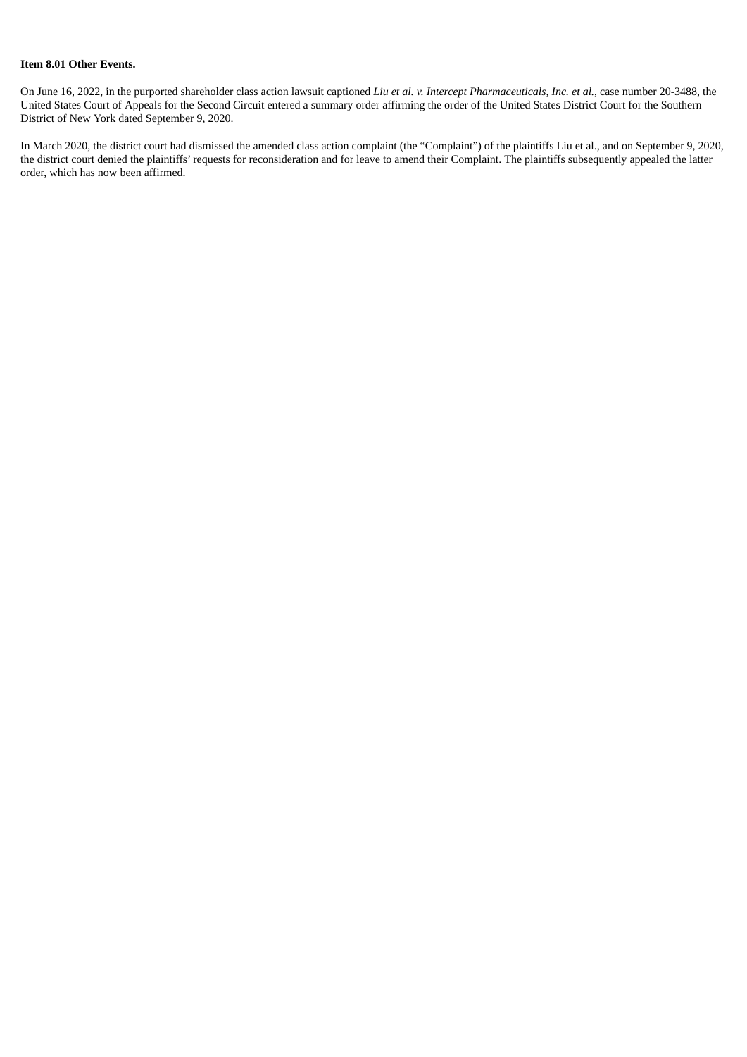**Item 8.01 Other Events.**

On June 16, 2022, in the purported shareholder class action lawsuit captioned *Liu et al. v. Intercept Pharmaceuticals, Inc. et al.*, case number 20-3488, the United States Court of Appeals for the Second Circuit entered a summary order affirming the order of the United States District Court for the Southern District of New York dated September 9, 2020.

In March 2020, the district court had dismissed the amended class action complaint (the "Complaint") of the plaintiffs Liu et al., and on September 9, 2020, the district court denied the plaintiffs' requests for reconsideration and for leave to amend their Complaint. The plaintiffs subsequently appealed the latter order, which has now been affirmed.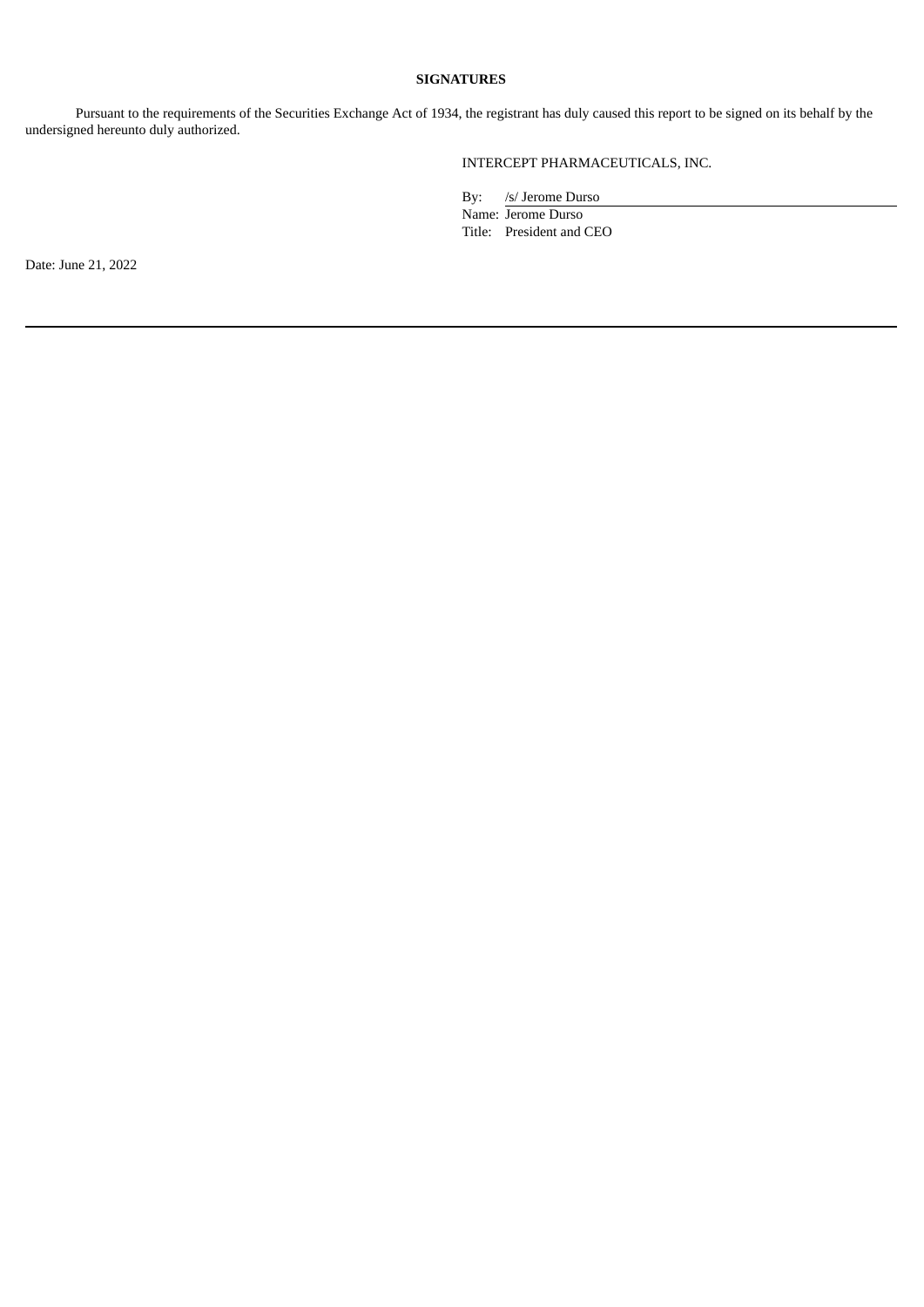**SIGNATURES**

Pursuant to the requirements of the Securities Exchange Act of 1934, the registrant has duly caused this report to be signed on its behalf by the undersigned hereunto duly authorized.

INTERCEPT PHARMACEUTICALS, INC.

By: /s/ Jerome Durso
Name: Jerome Durso
Title: President and CEO

Date: June 21, 2022